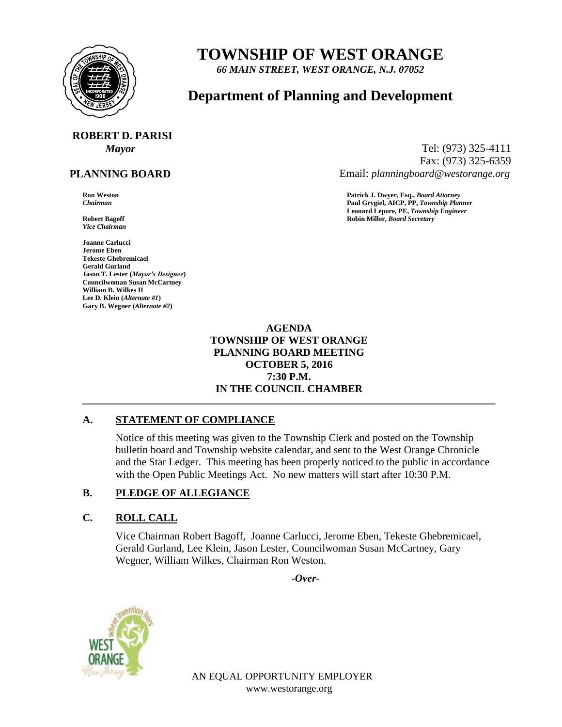# TOWNSHIP OF WEST ORANGE

*66 MAIN STREET, WEST ORANGE, N.J. 07052*

## Department of Planning and Development

**ROBERT D. PARISI**
*Mayor*

Tel: (973) 325-4111
Fax: (973) 325-6359
Email: *planningboard@westorange.org*

**PLANNING BOARD**

**Ron Weston**
*Chairman*

**Robert Bagoff**
*Vice Chairman*

**Joanne Carlucci**
**Jerome Eben**
**Tekeste Ghebremicael**
**Gerald Gurland**
**Jason T. Lester (*Mayor's Designee*)**
**Councilwoman Susan McCartney**
**William B. Wilkes II**
**Lee D. Klein (*Alternate #1*)**
**Gary B. Wegner (*Alternate #2*)**

**Patrick J. Dwyer, Esq., *Board Attorney***
**Paul Grygiel, AICP, PP, *Township Planner***
**Leonard Lepore, PE, *Township Engineer***
**Robin Miller, *Board Secretary***

**AGENDA**
**TOWNSHIP OF WEST ORANGE**
**PLANNING BOARD MEETING**
**OCTOBER 5, 2016**
**7:30 P.M.**
**IN THE COUNCIL CHAMBER**

---

### A. STATEMENT OF COMPLIANCE

Notice of this meeting was given to the Township Clerk and posted on the Township bulletin board and Township website calendar, and sent to the West Orange Chronicle and the Star Ledger. This meeting has been properly noticed to the public in accordance with the Open Public Meetings Act. No new matters will start after 10:30 P.M.

### B. PLEDGE OF ALLEGIANCE

### C. ROLL CALL

Vice Chairman Robert Bagoff, Joanne Carlucci, Jerome Eben, Tekeste Ghebremicael, Gerald Gurland, Lee Klein, Jason Lester, Councilwoman Susan McCartney, Gary Wegner, William Wilkes, Chairman Ron Weston.

*-Over-*

AN EQUAL OPPORTUNITY EMPLOYER
www.westorange.org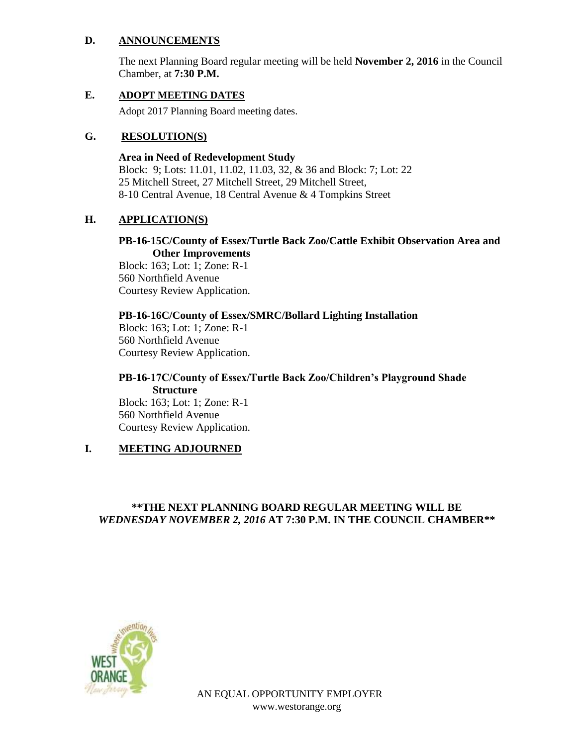## D. ANNOUNCEMENTS

The next Planning Board regular meeting will be held **November 2, 2016** in the Council Chamber, at **7:30 P.M.**

## E. ADOPT MEETING DATES

Adopt 2017 Planning Board meeting dates.

## G. RESOLUTION(S)

**Area in Need of Redevelopment Study**
Block: 9; Lots: 11.01, 11.02, 11.03, 32, & 36 and Block: 7; Lot: 22
25 Mitchell Street, 27 Mitchell Street, 29 Mitchell Street,
8-10 Central Avenue, 18 Central Avenue & 4 Tompkins Street

## H. APPLICATION(S)

**PB-16-15C/County of Essex/Turtle Back Zoo/Cattle Exhibit Observation Area and Other Improvements**
Block: 163; Lot: 1; Zone: R-1
560 Northfield Avenue
Courtesy Review Application.

**PB-16-16C/County of Essex/SMRC/Bollard Lighting Installation**
Block: 163; Lot: 1; Zone: R-1
560 Northfield Avenue
Courtesy Review Application.

**PB-16-17C/County of Essex/Turtle Back Zoo/Children's Playground Shade Structure**
Block: 163; Lot: 1; Zone: R-1
560 Northfield Avenue
Courtesy Review Application.

## I. MEETING ADJOURNED

**\*\*THE NEXT PLANNING BOARD REGULAR MEETING WILL BE *WEDNESDAY NOVEMBER 2, 2016* AT 7:30 P.M. IN THE COUNCIL CHAMBER\*\***

AN EQUAL OPPORTUNITY EMPLOYER
www.westorange.org